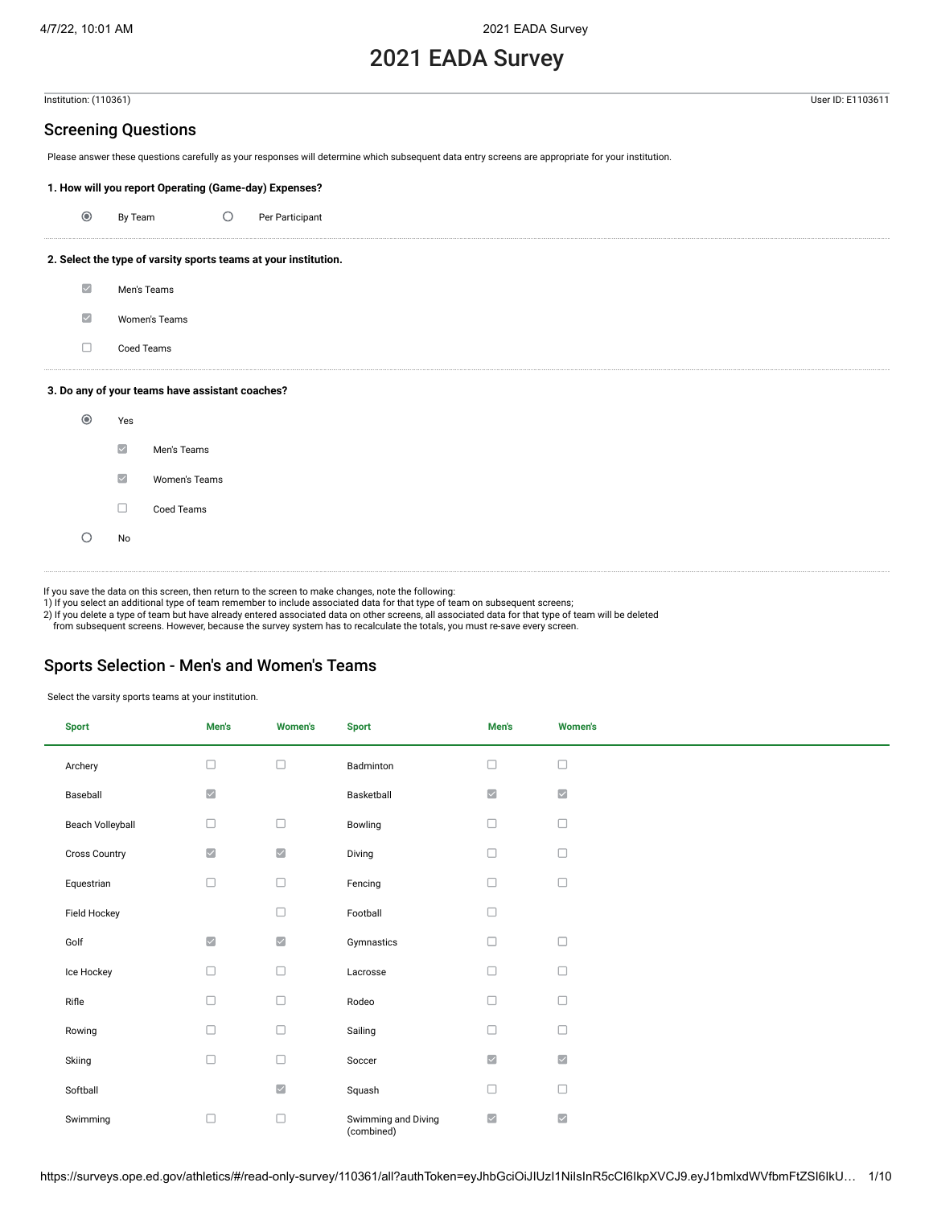# 2021 EADA Survey

Institution: (110361) User ID: E1103611

## Screening Questions

Please answer these questions carefully as your responses will determine which subsequent data entry screens are appropriate for your institution.

**1. How will you report Operating (Game-day) Expenses?**

- (●) By Team
- ( ) Per Participant

**2. Select the type of varsity sports teams at your institution.**

- [x] Men's Teams
- [x] Women's Teams
- [ ] Coed Teams

**3. Do any of your teams have assistant coaches?**

- (●) Yes
  - [x] Men's Teams
  - [x] Women's Teams
  - [ ] Coed Teams
- ( ) No

If you save the data on this screen, then return to the screen to make changes, note the following:
1) If you select an additional type of team remember to include associated data for that type of team on subsequent screens;
2) If you delete a type of team but have already entered associated data on other screens, all associated data for that type of team will be deleted from subsequent screens. However, because the survey system has to recalculate the totals, you must re-save every screen.

## Sports Selection - Men's and Women's Teams

Select the varsity sports teams at your institution.

| Sport | Men's | Women's | Sport | Men's | Women's |
|---|---|---|---|---|---|
| Archery | [ ] | [ ] | Badminton | [ ] | [ ] |
| Baseball | [x] | | Basketball | [x] | [x] |
| Beach Volleyball | [ ] | [ ] | Bowling | [ ] | [ ] |
| Cross Country | [x] | [x] | Diving | [ ] | [ ] |
| Equestrian | [ ] | [ ] | Fencing | [ ] | [ ] |
| Field Hockey | | [ ] | Football | [ ] | |
| Golf | [x] | [x] | Gymnastics | [ ] | [ ] |
| Ice Hockey | [ ] | [ ] | Lacrosse | [ ] | [ ] |
| Rifle | [ ] | [ ] | Rodeo | [ ] | [ ] |
| Rowing | [ ] | [ ] | Sailing | [ ] | [ ] |
| Skiing | [ ] | [ ] | Soccer | [x] | [x] |
| Softball | | [x] | Squash | [ ] | [ ] |
| Swimming | [ ] | [ ] | Swimming and Diving (combined) | [x] | [x] |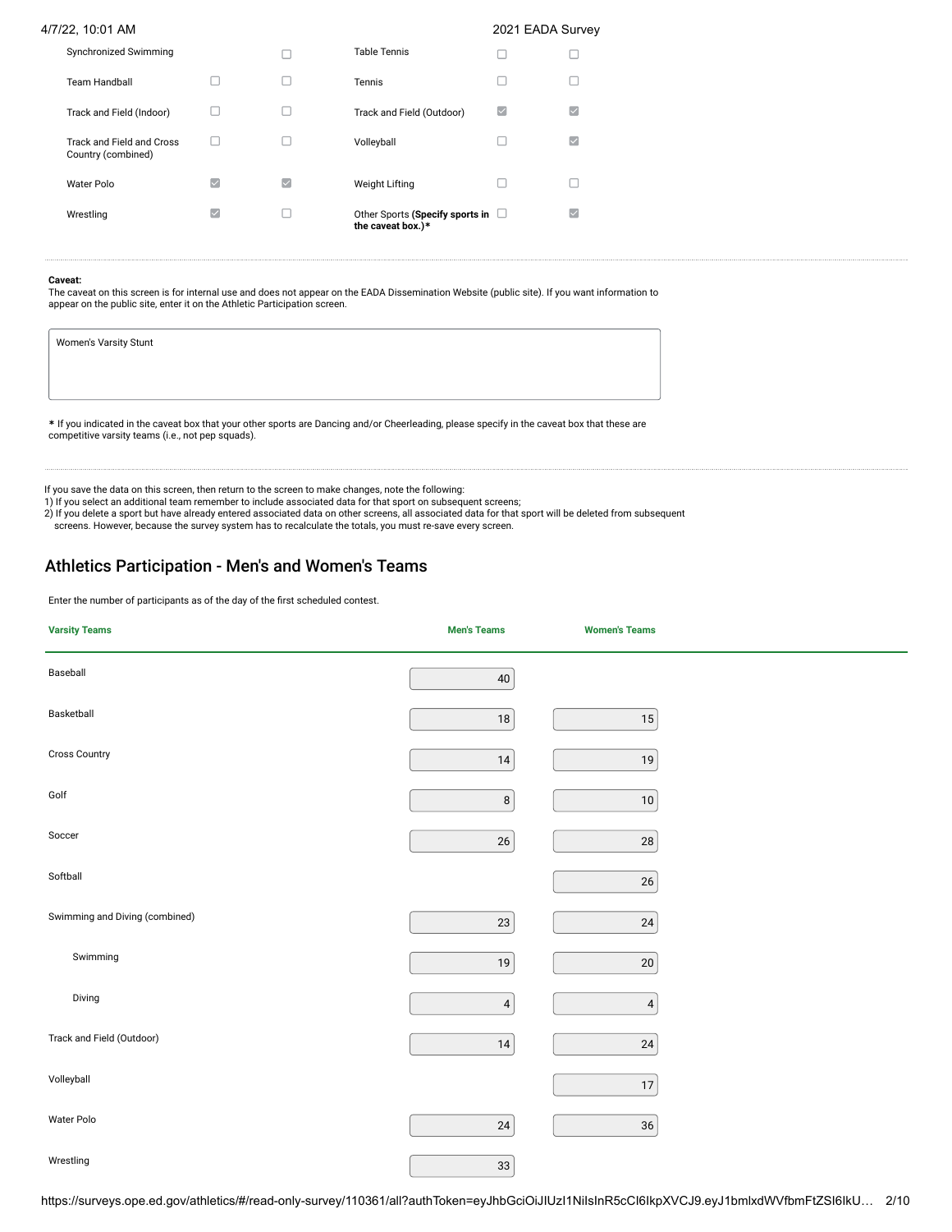| Sport | | | Sport | | |
|---|---|---|---|---|---|
| Synchronized Swimming | | ☐ | Table Tennis | ☐ | ☐ |
| Team Handball | ☐ | ☐ | Tennis | ☐ | ☐ |
| Track and Field (Indoor) | ☐ | ☐ | Track and Field (Outdoor) | ☑ | ☑ |
| Track and Field and Cross Country (combined) | ☐ | ☐ | Volleyball | ☐ | ☑ |
| Water Polo | ☑ | ☑ | Weight Lifting | ☐ | ☐ |
| Wrestling | ☑ | ☐ | Other Sports **(Specify sports in the caveat box.)*** | ☐ | ☑ |

**Caveat:**
The caveat on this screen is for internal use and does not appear on the EADA Dissemination Website (public site). If you want information to appear on the public site, enter it on the Athletic Participation screen.

Women's Varsity Stunt

* If you indicated in the caveat box that your other sports are Dancing and/or Cheerleading, please specify in the caveat box that these are competitive varsity teams (i.e., not pep squads).

If you save the data on this screen, then return to the screen to make changes, note the following:
1) If you select an additional team remember to include associated data for that sport on subsequent screens;
2) If you delete a sport but have already entered associated data on other screens, all associated data for that sport will be deleted from subsequent screens. However, because the survey system has to recalculate the totals, you must re-save every screen.

## Athletics Participation - Men's and Women's Teams

Enter the number of participants as of the day of the first scheduled contest.

| Varsity Teams | Men's Teams | Women's Teams |
|---|---|---|
| Baseball | 40 | |
| Basketball | 18 | 15 |
| Cross Country | 14 | 19 |
| Golf | 8 | 10 |
| Soccer | 26 | 28 |
| Softball | | 26 |
| Swimming and Diving (combined) | 23 | 24 |
| Swimming | 19 | 20 |
| Diving | 4 | 4 |
| Track and Field (Outdoor) | 14 | 24 |
| Volleyball | | 17 |
| Water Polo | 24 | 36 |
| Wrestling | 33 | |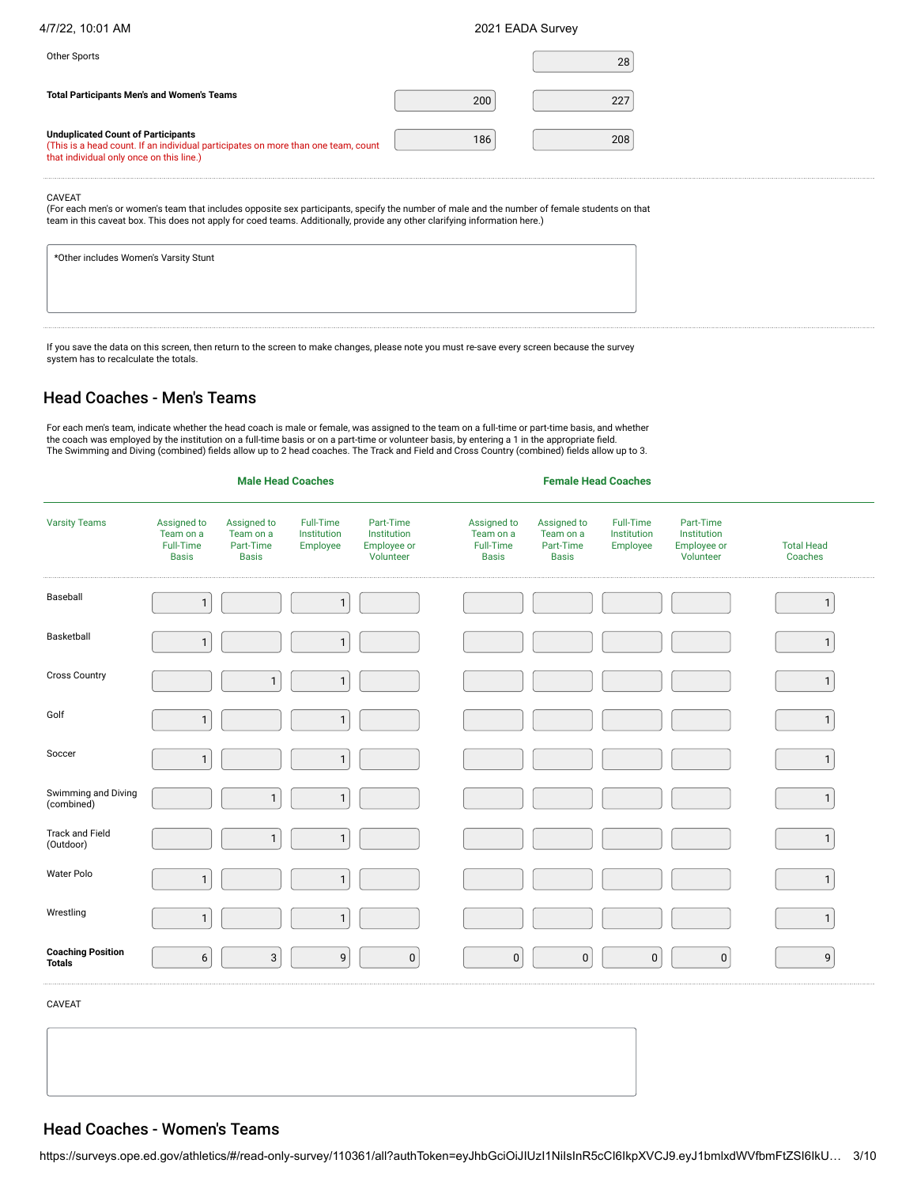| | | |
|---|---|---|
| Other Sports | | 28 |
| **Total Participants Men's and Women's Teams** | 200 | 227 |
| **Unduplicated Count of Participants** (This is a head count. If an individual participates on more than one team, count that individual only once on this line.) | 186 | 208 |

CAVEAT
(For each men's or women's team that includes opposite sex participants, specify the number of male and the number of female students on that team in this caveat box. This does not apply for coed teams. Additionally, provide any other clarifying information here.)

*Other includes Women's Varsity Stunt

If you save the data on this screen, then return to the screen to make changes, please note you must re-save every screen because the survey system has to recalculate the totals.

## Head Coaches - Men's Teams

For each men's team, indicate whether the head coach is male or female, was assigned to the team on a full-time or part-time basis, and whether the coach was employed by the institution on a full-time basis or on a part-time or volunteer basis, by entering a 1 in the appropriate field.
The Swimming and Diving (combined) fields allow up to 2 head coaches. The Track and Field and Cross Country (combined) fields allow up to 3.

| | Male Head Coaches | | | | Female Head Coaches | | | | |
|---|---|---|---|---|---|---|---|---|---|
| Varsity Teams | Assigned to Team on a Full-Time Basis | Assigned to Team on a Part-Time Basis | Full-Time Institution Employee | Part-Time Institution Employee or Volunteer | Assigned to Team on a Full-Time Basis | Assigned to Team on a Part-Time Basis | Full-Time Institution Employee | Part-Time Institution Employee or Volunteer | Total Head Coaches |
| Baseball | 1 | | 1 | | | | | | 1 |
| Basketball | 1 | | 1 | | | | | | 1 |
| Cross Country | | 1 | 1 | | | | | | 1 |
| Golf | 1 | | 1 | | | | | | 1 |
| Soccer | 1 | | 1 | | | | | | 1 |
| Swimming and Diving (combined) | | 1 | 1 | | | | | | 1 |
| Track and Field (Outdoor) | | 1 | 1 | | | | | | 1 |
| Water Polo | 1 | | 1 | | | | | | 1 |
| Wrestling | 1 | | 1 | | | | | | 1 |
| **Coaching Position Totals** | 6 | 3 | 9 | 0 | 0 | 0 | 0 | 0 | 9 |

CAVEAT

## Head Coaches - Women's Teams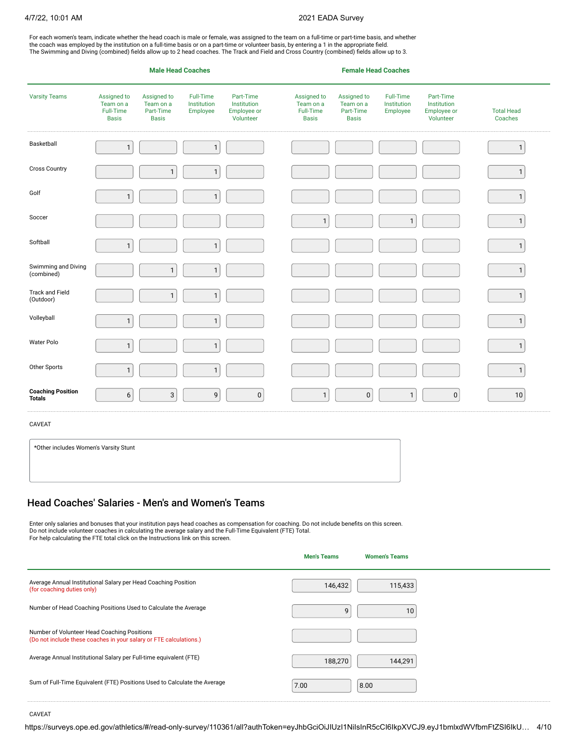For each women's team, indicate whether the head coach is male or female, was assigned to the team on a full-time or part-time basis, and whether the coach was employed by the institution on a full-time basis or on a part-time or volunteer basis, by entering a 1 in the appropriate field.
The Swimming and Diving (combined) fields allow up to 2 head coaches. The Track and Field and Cross Country (combined) fields allow up to 3.

| | Male Head Coaches | | | | Female Head Coaches | | | | |
|---|---|---|---|---|---|---|---|---|---|
| Varsity Teams | Assigned to Team on a Full-Time Basis | Assigned to Team on a Part-Time Basis | Full-Time Institution Employee | Part-Time Institution Employee or Volunteer | Assigned to Team on a Full-Time Basis | Assigned to Team on a Part-Time Basis | Full-Time Institution Employee | Part-Time Institution Employee or Volunteer | Total Head Coaches |
| Basketball | 1 | | 1 | | | | | | 1 |
| Cross Country | | 1 | 1 | | | | | | 1 |
| Golf | 1 | | 1 | | | | | | 1 |
| Soccer | | | | | 1 | | 1 | | 1 |
| Softball | 1 | | 1 | | | | | | 1 |
| Swimming and Diving (combined) | | 1 | 1 | | | | | | 1 |
| Track and Field (Outdoor) | | 1 | 1 | | | | | | 1 |
| Volleyball | 1 | | 1 | | | | | | 1 |
| Water Polo | 1 | | 1 | | | | | | 1 |
| Other Sports | 1 | | 1 | | | | | | 1 |
| **Coaching Position Totals** | 6 | 3 | 9 | 0 | 1 | 0 | 1 | 0 | 10 |

CAVEAT

*Other includes Women's Varsity Stunt

## Head Coaches' Salaries - Men's and Women's Teams

Enter only salaries and bonuses that your institution pays head coaches as compensation for coaching. Do not include benefits on this screen.
Do not include volunteer coaches in calculating the average salary and the Full-Time Equivalent (FTE) Total.
For help calculating the FTE total click on the Instructions link on this screen.

| | Men's Teams | Women's Teams |
|---|---|---|
| Average Annual Institutional Salary per Head Coaching Position (for coaching duties only) | 146,432 | 115,433 |
| Number of Head Coaching Positions Used to Calculate the Average | 9 | 10 |
| Number of Volunteer Head Coaching Positions (Do not include these coaches in your salary or FTE calculations.) | | |
| Average Annual Institutional Salary per Full-time equivalent (FTE) | 188,270 | 144,291 |
| Sum of Full-Time Equivalent (FTE) Positions Used to Calculate the Average | 7.00 | 8.00 |

CAVEAT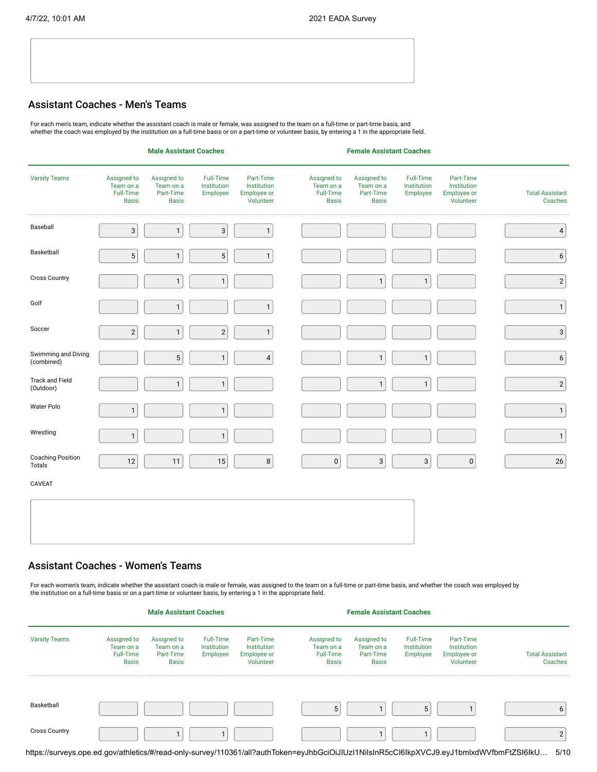## Assistant Coaches - Men's Teams

For each men's team, indicate whether the assistant coach is male or female, was assigned to the team on a full-time or part-time basis, and whether the coach was employed by the institution on a full-time basis or on a part-time or volunteer basis, by entering a 1 in the appropriate field.

| | Male Assistant Coaches | | | | Female Assistant Coaches | | | | |
|---|---|---|---|---|---|---|---|---|---|
| Varsity Teams | Assigned to Team on a Full-Time Basis | Assigned to Team on a Part-Time Basis | Full-Time Institution Employee | Part-Time Institution Employee or Volunteer | Assigned to Team on a Full-Time Basis | Assigned to Team on a Part-Time Basis | Full-Time Institution Employee | Part-Time Institution Employee or Volunteer | Total Assistant Coaches |
| Baseball | 3 | 1 | 3 | 1 | | | | | 4 |
| Basketball | 5 | 1 | 5 | 1 | | | | | 6 |
| Cross Country | | 1 | 1 | | | 1 | 1 | | 2 |
| Golf | | 1 | | 1 | | | | | 1 |
| Soccer | 2 | 1 | 2 | 1 | | | | | 3 |
| Swimming and Diving (combined) | | 5 | 1 | 4 | | 1 | 1 | | 6 |
| Track and Field (Outdoor) | | 1 | 1 | | | 1 | 1 | | 2 |
| Water Polo | 1 | | 1 | | | | | | 1 |
| Wrestling | 1 | | 1 | | | | | | 1 |
| Coaching Position Totals | 12 | 11 | 15 | 8 | 0 | 3 | 3 | 0 | 26 |

CAVEAT

## Assistant Coaches - Women's Teams

For each women's team, indicate whether the assistant coach is male or female, was assigned to the team on a full-time or part-time basis, and whether the coach was employed by the institution on a full-time basis or on a part-time or volunteer basis, by entering a 1 in the appropriate field.

| | Male Assistant Coaches | | | | Female Assistant Coaches | | | | |
|---|---|---|---|---|---|---|---|---|---|
| Varsity Teams | Assigned to Team on a Full-Time Basis | Assigned to Team on a Part-Time Basis | Full-Time Institution Employee | Part-Time Institution Employee or Volunteer | Assigned to Team on a Full-Time Basis | Assigned to Team on a Part-Time Basis | Full-Time Institution Employee | Part-Time Institution Employee or Volunteer | Total Assistant Coaches |
| Basketball | | | | | 5 | 1 | 5 | 1 | 6 |
| Cross Country | | 1 | 1 | | | 1 | 1 | | 2 |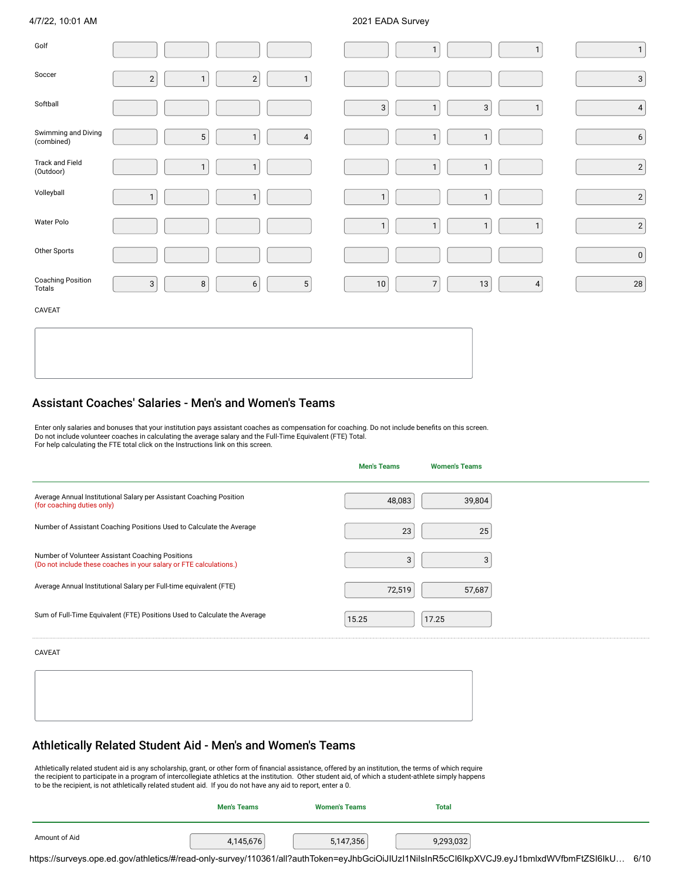| | | | | | | | | | |
|---|---|---|---|---|---|---|---|---|---|
| Golf | | | | | | 1 | | 1 | 1 |
| Soccer | 2 | 1 | 2 | 1 | | | | | 3 |
| Softball | | | | | 3 | 1 | 3 | 1 | 4 |
| Swimming and Diving (combined) | | 5 | 1 | 4 | | 1 | 1 | | 6 |
| Track and Field (Outdoor) | | 1 | 1 | | | 1 | 1 | | 2 |
| Volleyball | 1 | | 1 | | 1 | | 1 | | 2 |
| Water Polo | | | | | 1 | 1 | 1 | 1 | 2 |
| Other Sports | | | | | | | | | 0 |
| Coaching Position Totals | 3 | 8 | 6 | 5 | 10 | 7 | 13 | 4 | 28 |

CAVEAT

## Assistant Coaches' Salaries - Men's and Women's Teams

Enter only salaries and bonuses that your institution pays assistant coaches as compensation for coaching. Do not include benefits on this screen.
Do not include volunteer coaches in calculating the average salary and the Full-Time Equivalent (FTE) Total.
For help calculating the FTE total click on the Instructions link on this screen.

| | Men's Teams | Women's Teams |
|---|---|---|
| Average Annual Institutional Salary per Assistant Coaching Position (for coaching duties only) | 48,083 | 39,804 |
| Number of Assistant Coaching Positions Used to Calculate the Average | 23 | 25 |
| Number of Volunteer Assistant Coaching Positions (Do not include these coaches in your salary or FTE calculations.) | 3 | 3 |
| Average Annual Institutional Salary per Full-time equivalent (FTE) | 72,519 | 57,687 |
| Sum of Full-Time Equivalent (FTE) Positions Used to Calculate the Average | 15.25 | 17.25 |

CAVEAT

## Athletically Related Student Aid - Men's and Women's Teams

Athletically related student aid is any scholarship, grant, or other form of financial assistance, offered by an institution, the terms of which require the recipient to participate in a program of intercollegiate athletics at the institution. Other student aid, of which a student-athlete simply happens to be the recipient, is not athletically related student aid. If you do not have any aid to report, enter a 0.

| | Men's Teams | Women's Teams | Total |
|---|---|---|---|
| Amount of Aid | 4,145,676 | 5,147,356 | 9,293,032 |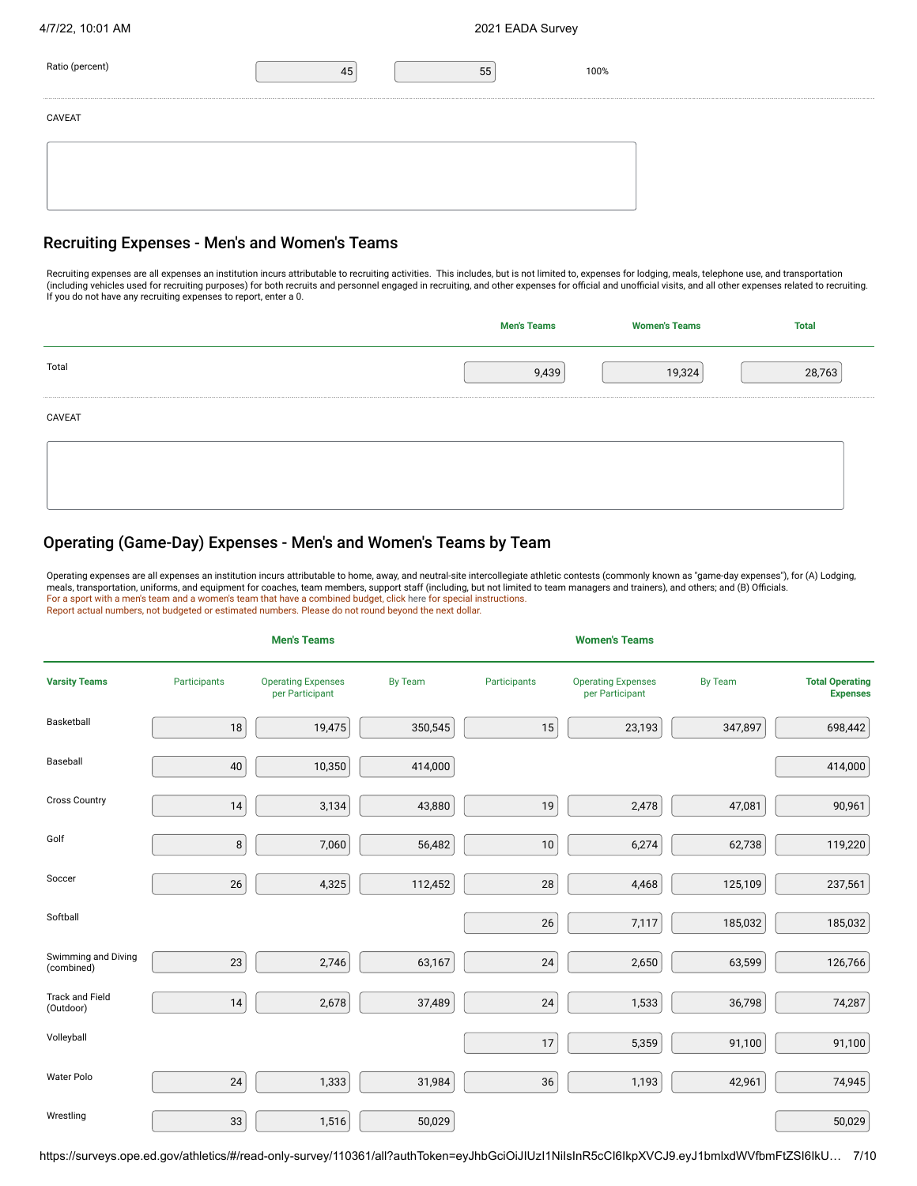| | | | |
|---|---|---|---|
| Ratio (percent) | 45 | 55 | 100% |

CAVEAT

## Recruiting Expenses - Men's and Women's Teams

Recruiting expenses are all expenses an institution incurs attributable to recruiting activities. This includes, but is not limited to, expenses for lodging, meals, telephone use, and transportation (including vehicles used for recruiting purposes) for both recruits and personnel engaged in recruiting, and other expenses for official and unofficial visits, and all other expenses related to recruiting. If you do not have any recruiting expenses to report, enter a 0.

| | Men's Teams | Women's Teams | Total |
|---|---|---|---|
| Total | 9,439 | 19,324 | 28,763 |

CAVEAT

## Operating (Game-Day) Expenses - Men's and Women's Teams by Team

Operating expenses are all expenses an institution incurs attributable to home, away, and neutral-site intercollegiate athletic contests (commonly known as "game-day expenses"), for (A) Lodging, meals, transportation, uniforms, and equipment for coaches, team members, support staff (including, but not limited to team managers and trainers), and others; and (B) Officials.
For a sport with a men's team and a women's team that have a combined budget, click here for special instructions.
Report actual numbers, not budgeted or estimated numbers. Please do not round beyond the next dollar.

| | Men's Teams | | | Women's Teams | | | |
|---|---|---|---|---|---|---|---|
| Varsity Teams | Participants | Operating Expenses per Participant | By Team | Participants | Operating Expenses per Participant | By Team | Total Operating Expenses |
| Basketball | 18 | 19,475 | 350,545 | 15 | 23,193 | 347,897 | 698,442 |
| Baseball | 40 | 10,350 | 414,000 | | | | 414,000 |
| Cross Country | 14 | 3,134 | 43,880 | 19 | 2,478 | 47,081 | 90,961 |
| Golf | 8 | 7,060 | 56,482 | 10 | 6,274 | 62,738 | 119,220 |
| Soccer | 26 | 4,325 | 112,452 | 28 | 4,468 | 125,109 | 237,561 |
| Softball | | | | 26 | 7,117 | 185,032 | 185,032 |
| Swimming and Diving (combined) | 23 | 2,746 | 63,167 | 24 | 2,650 | 63,599 | 126,766 |
| Track and Field (Outdoor) | 14 | 2,678 | 37,489 | 24 | 1,533 | 36,798 | 74,287 |
| Volleyball | | | | 17 | 5,359 | 91,100 | 91,100 |
| Water Polo | 24 | 1,333 | 31,984 | 36 | 1,193 | 42,961 | 74,945 |
| Wrestling | 33 | 1,516 | 50,029 | | | | 50,029 |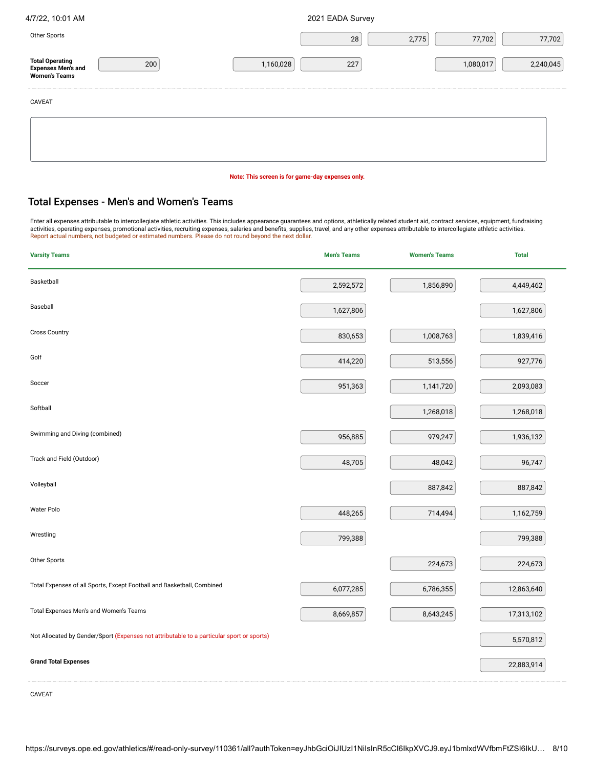| | | | | | | | |
|---|---|---|---|---|---|---|---|
| Other Sports | | | | 28 | 2,775 | 77,702 | 77,702 |
| **Total Operating Expenses Men's and Women's Teams** | 200 | | 1,160,028 | 227 | | 1,080,017 | 2,240,045 |

CAVEAT

**Note: This screen is for game-day expenses only.**

## Total Expenses - Men's and Women's Teams

Enter all expenses attributable to intercollegiate athletic activities. This includes appearance guarantees and options, athletically related student aid, contract services, equipment, fundraising activities, operating expenses, promotional activities, recruiting expenses, salaries and benefits, supplies, travel, and any other expenses attributable to intercollegiate athletic activities.
Report actual numbers, not budgeted or estimated numbers. Please do not round beyond the next dollar.

| Varsity Teams | Men's Teams | Women's Teams | Total |
|---|---|---|---|
| Basketball | 2,592,572 | 1,856,890 | 4,449,462 |
| Baseball | 1,627,806 | | 1,627,806 |
| Cross Country | 830,653 | 1,008,763 | 1,839,416 |
| Golf | 414,220 | 513,556 | 927,776 |
| Soccer | 951,363 | 1,141,720 | 2,093,083 |
| Softball | | 1,268,018 | 1,268,018 |
| Swimming and Diving (combined) | 956,885 | 979,247 | 1,936,132 |
| Track and Field (Outdoor) | 48,705 | 48,042 | 96,747 |
| Volleyball | | 887,842 | 887,842 |
| Water Polo | 448,265 | 714,494 | 1,162,759 |
| Wrestling | 799,388 | | 799,388 |
| Other Sports | | 224,673 | 224,673 |
| Total Expenses of all Sports, Except Football and Basketball, Combined | 6,077,285 | 6,786,355 | 12,863,640 |
| Total Expenses Men's and Women's Teams | 8,669,857 | 8,643,245 | 17,313,102 |
| Not Allocated by Gender/Sport (Expenses not attributable to a particular sport or sports) | | | 5,570,812 |
| **Grand Total Expenses** | | | 22,883,914 |

CAVEAT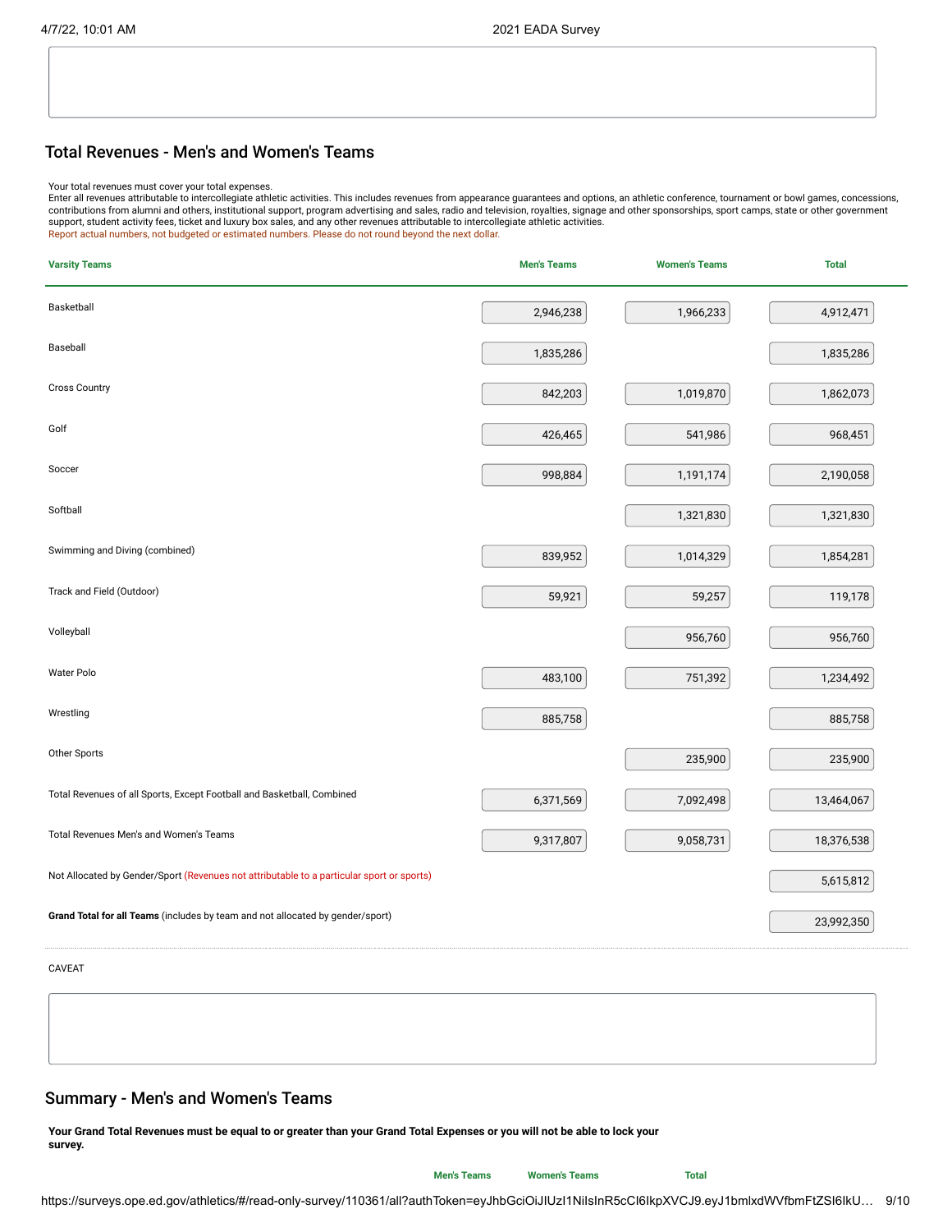## Total Revenues - Men's and Women's Teams

Your total revenues must cover your total expenses.
Enter all revenues attributable to intercollegiate athletic activities. This includes revenues from appearance guarantees and options, an athletic conference, tournament or bowl games, concessions, contributions from alumni and others, institutional support, program advertising and sales, radio and television, royalties, signage and other sponsorships, sport camps, state or other government support, student activity fees, ticket and luxury box sales, and any other revenues attributable to intercollegiate athletic activities.
Report actual numbers, not budgeted or estimated numbers. Please do not round beyond the next dollar.

| Varsity Teams | Men's Teams | Women's Teams | Total |
|---|---|---|---|
| Basketball | 2,946,238 | 1,966,233 | 4,912,471 |
| Baseball | 1,835,286 | | 1,835,286 |
| Cross Country | 842,203 | 1,019,870 | 1,862,073 |
| Golf | 426,465 | 541,986 | 968,451 |
| Soccer | 998,884 | 1,191,174 | 2,190,058 |
| Softball | | 1,321,830 | 1,321,830 |
| Swimming and Diving (combined) | 839,952 | 1,014,329 | 1,854,281 |
| Track and Field (Outdoor) | 59,921 | 59,257 | 119,178 |
| Volleyball | | 956,760 | 956,760 |
| Water Polo | 483,100 | 751,392 | 1,234,492 |
| Wrestling | 885,758 | | 885,758 |
| Other Sports | | 235,900 | 235,900 |
| Total Revenues of all Sports, Except Football and Basketball, Combined | 6,371,569 | 7,092,498 | 13,464,067 |
| Total Revenues Men's and Women's Teams | 9,317,807 | 9,058,731 | 18,376,538 |
| Not Allocated by Gender/Sport (Revenues not attributable to a particular sport or sports) | | | 5,615,812 |
| **Grand Total for all Teams** (includes by team and not allocated by gender/sport) | | | 23,992,350 |

CAVEAT

## Summary - Men's and Women's Teams

**Your Grand Total Revenues must be equal to or greater than your Grand Total Expenses or you will not be able to lock your survey.**

| | Men's Teams | Women's Teams | Total |
|---|---|---|---|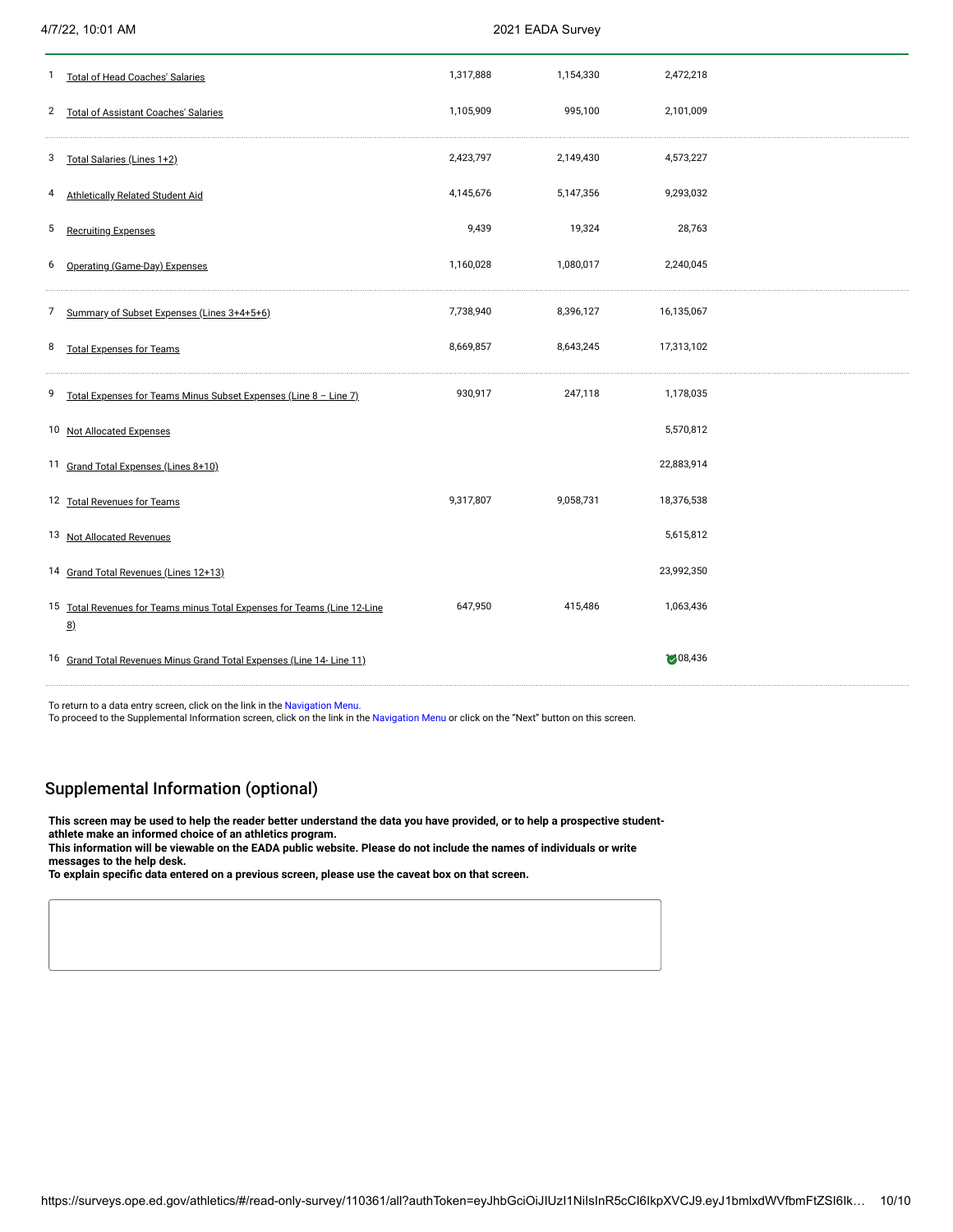| | | | | |
|---|---|---|---|---|
| 1 | Total of Head Coaches' Salaries | 1,317,888 | 1,154,330 | 2,472,218 |
| 2 | Total of Assistant Coaches' Salaries | 1,105,909 | 995,100 | 2,101,009 |
| 3 | Total Salaries (Lines 1+2) | 2,423,797 | 2,149,430 | 4,573,227 |
| 4 | Athletically Related Student Aid | 4,145,676 | 5,147,356 | 9,293,032 |
| 5 | Recruiting Expenses | 9,439 | 19,324 | 28,763 |
| 6 | Operating (Game-Day) Expenses | 1,160,028 | 1,080,017 | 2,240,045 |
| 7 | Summary of Subset Expenses (Lines 3+4+5+6) | 7,738,940 | 8,396,127 | 16,135,067 |
| 8 | Total Expenses for Teams | 8,669,857 | 8,643,245 | 17,313,102 |
| 9 | Total Expenses for Teams Minus Subset Expenses (Line 8 – Line 7) | 930,917 | 247,118 | 1,178,035 |
| 10 | Not Allocated Expenses | | | 5,570,812 |
| 11 | Grand Total Expenses (Lines 8+10) | | | 22,883,914 |
| 12 | Total Revenues for Teams | 9,317,807 | 9,058,731 | 18,376,538 |
| 13 | Not Allocated Revenues | | | 5,615,812 |
| 14 | Grand Total Revenues (Lines 12+13) | | | 23,992,350 |
| 15 | Total Revenues for Teams minus Total Expenses for Teams (Line 12-Line 8) | 647,950 | 415,486 | 1,063,436 |
| 16 | Grand Total Revenues Minus Grand Total Expenses (Line 14- Line 11) | | | 1,108,436 |

To return to a data entry screen, click on the link in the Navigation Menu.
To proceed to the Supplemental Information screen, click on the link in the Navigation Menu or click on the "Next" button on this screen.

## Supplemental Information (optional)

**This screen may be used to help the reader better understand the data you have provided, or to help a prospective student-athlete make an informed choice of an athletics program.**
**This information will be viewable on the EADA public website. Please do not include the names of individuals or write messages to the help desk.**
**To explain specific data entered on a previous screen, please use the caveat box on that screen.**